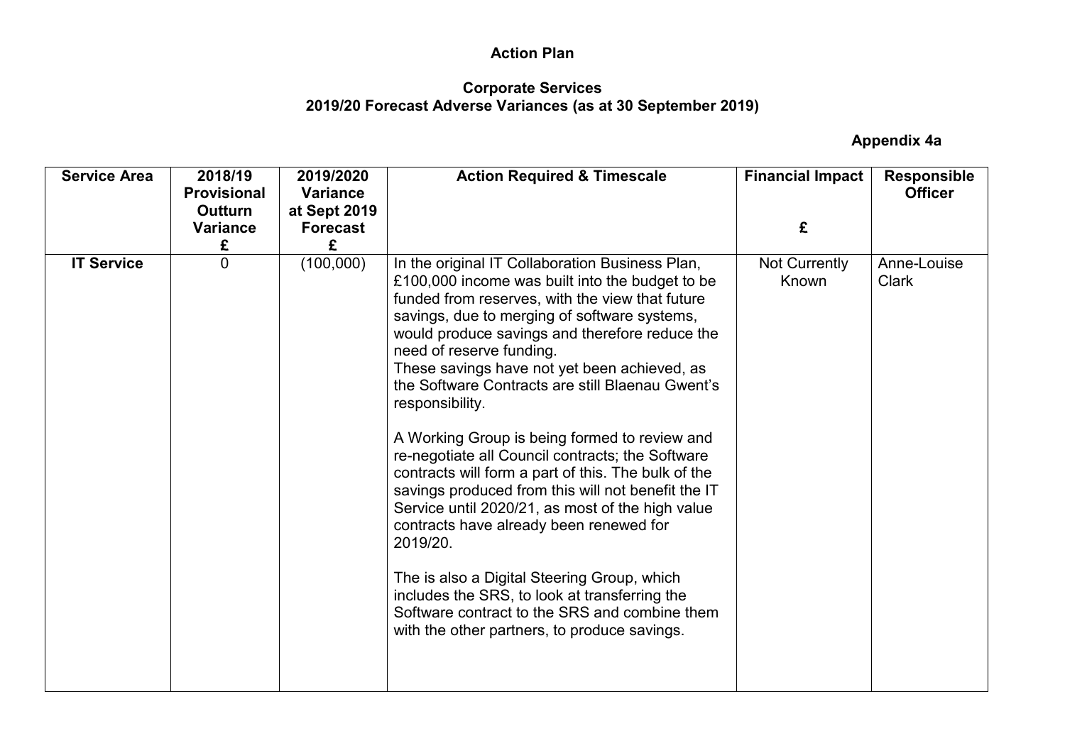# Action Plan

## Corporate Services
## 2019/20 Forecast Adverse Variances (as at 30 September 2019)

**Appendix 4a**

| Service Area | 2018/19 Provisional Outturn Variance £ | 2019/2020 Variance at Sept 2019 Forecast £ | Action Required & Timescale | Financial Impact £ | Responsible Officer |
|---|---|---|---|---|---|
| **IT Service** | 0 | (100,000) | In the original IT Collaboration Business Plan, £100,000 income was built into the budget to be funded from reserves, with the view that future savings, due to merging of software systems, would produce savings and therefore reduce the need of reserve funding.<br>These savings have not yet been achieved, as the Software Contracts are still Blaenau Gwent's responsibility.<br><br>A Working Group is being formed to review and re-negotiate all Council contracts; the Software contracts will form a part of this. The bulk of the savings produced from this will not benefit the IT Service until 2020/21, as most of the high value contracts have already been renewed for 2019/20.<br><br>The is also a Digital Steering Group, which includes the SRS, to look at transferring the Software contract to the SRS and combine them with the other partners, to produce savings. | Not Currently Known | Anne-Louise Clark |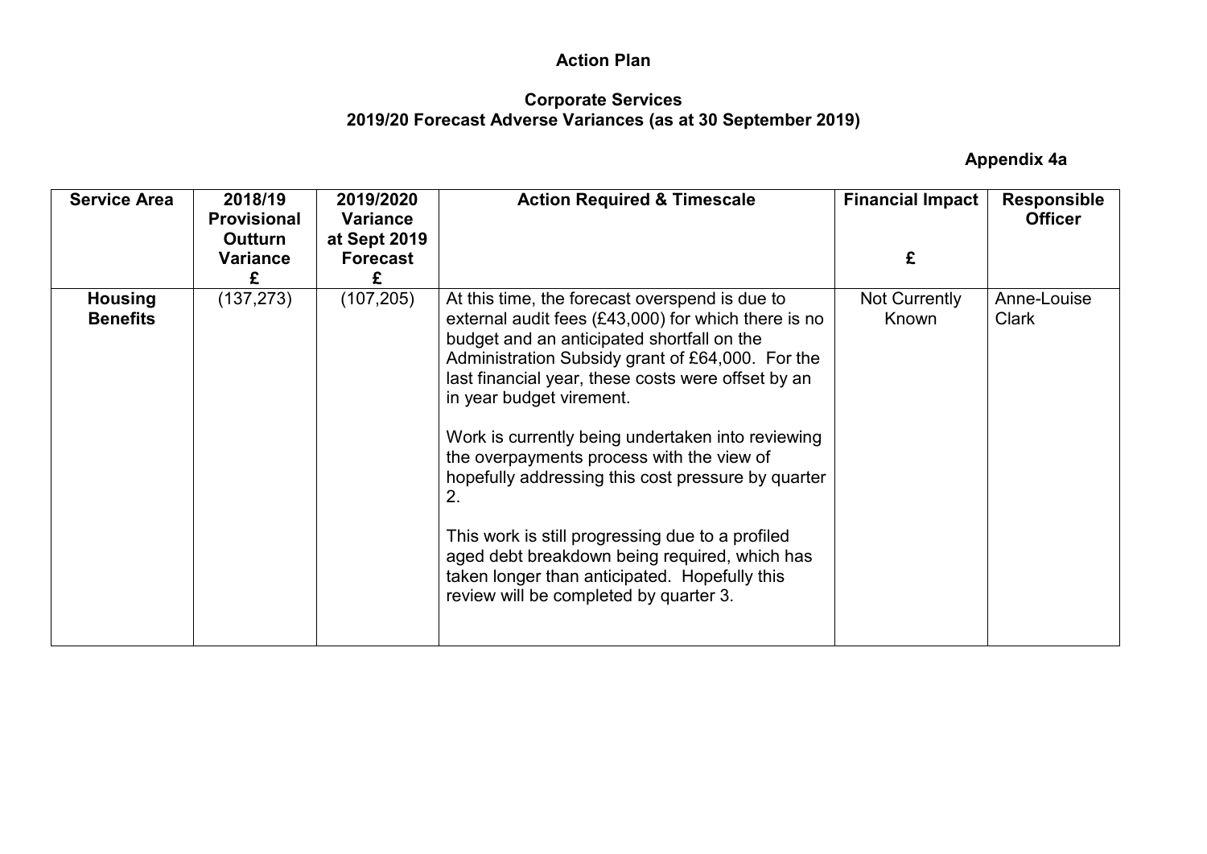**Action Plan**

**Corporate Services**
**2019/20 Forecast Adverse Variances (as at 30 September 2019)**

**Appendix 4a**

| Service Area | 2018/19 Provisional Outturn Variance £ | 2019/2020 Variance at Sept 2019 Forecast £ | Action Required & Timescale | Financial Impact £ | Responsible Officer |
|---|---|---|---|---|---|
| **Housing Benefits** | (137,273) | (107,205) | At this time, the forecast overspend is due to external audit fees (£43,000) for which there is no budget and an anticipated shortfall on the Administration Subsidy grant of £64,000. For the last financial year, these costs were offset by an in year budget virement.<br><br>Work is currently being undertaken into reviewing the overpayments process with the view of hopefully addressing this cost pressure by quarter 2.<br><br>This work is still progressing due to a profiled aged debt breakdown being required, which has taken longer than anticipated. Hopefully this review will be completed by quarter 3. | Not Currently Known | Anne-Louise Clark |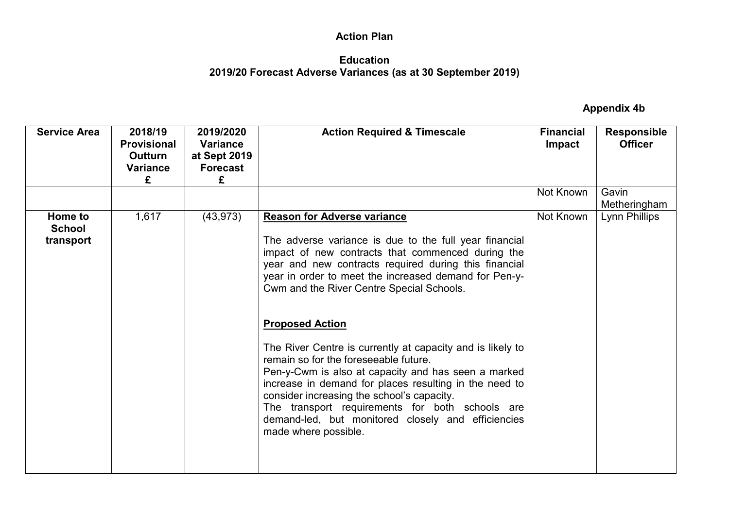**Action Plan**

**Education**
**2019/20 Forecast Adverse Variances (as at 30 September 2019)**

**Appendix 4b**

| Service Area | 2018/19 Provisional Outturn Variance £ | 2019/2020 Variance at Sept 2019 Forecast £ | Action Required & Timescale | Financial Impact | Responsible Officer |
|---|---|---|---|---|---|
| | | | | Not Known | Gavin Metheringham |
| **Home to School transport** | 1,617 | (43,973) | **Reason for Adverse variance**<br><br>The adverse variance is due to the full year financial impact of new contracts that commenced during the year and new contracts required during this financial year in order to meet the increased demand for Pen-y-Cwm and the River Centre Special Schools.<br><br>**Proposed Action**<br><br>The River Centre is currently at capacity and is likely to remain so for the foreseeable future.<br>Pen-y-Cwm is also at capacity and has seen a marked increase in demand for places resulting in the need to consider increasing the school's capacity.<br>The transport requirements for both schools are demand-led, but monitored closely and efficiencies made where possible. | Not Known | Lynn Phillips |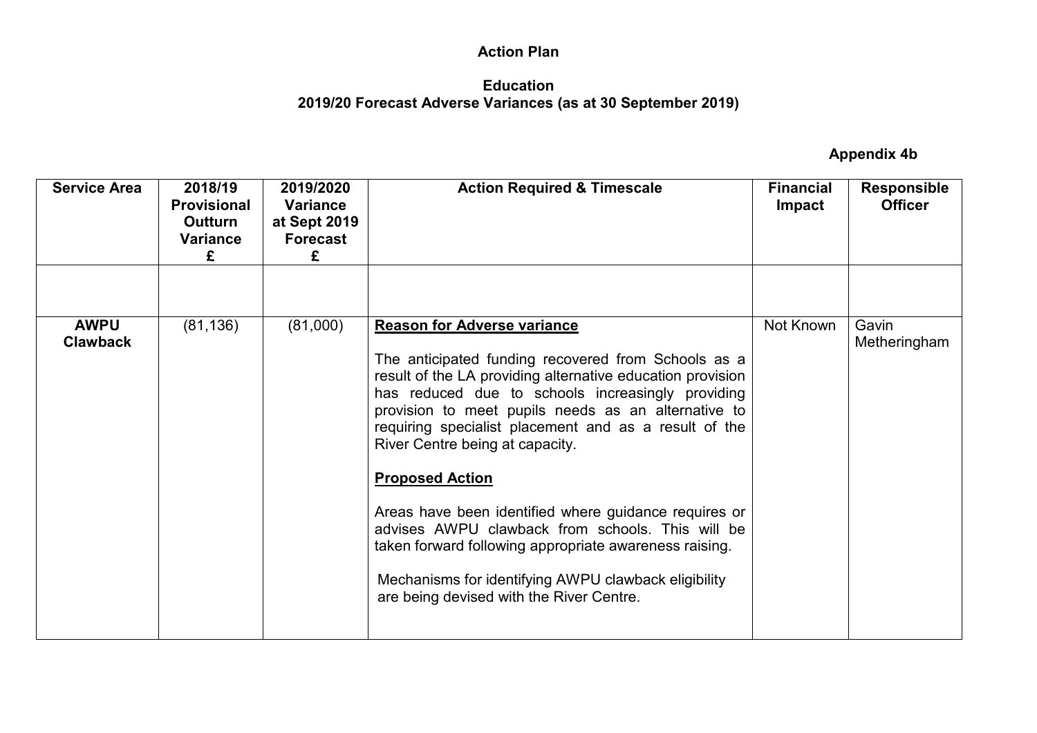**Action Plan**

**Education**
**2019/20 Forecast Adverse Variances (as at 30 September 2019)**

**Appendix 4b**

| Service Area | 2018/19 Provisional Outturn Variance £ | 2019/2020 Variance at Sept 2019 Forecast £ | Action Required & Timescale | Financial Impact | Responsible Officer |
|---|---|---|---|---|---|
| | | | | | |
| **AWPU Clawback** | (81,136) | (81,000) | **Reason for Adverse variance**<br><br>The anticipated funding recovered from Schools as a result of the LA providing alternative education provision has reduced due to schools increasingly providing provision to meet pupils needs as an alternative to requiring specialist placement and as a result of the River Centre being at capacity.<br><br>**Proposed Action**<br><br>Areas have been identified where guidance requires or advises AWPU clawback from schools. This will be taken forward following appropriate awareness raising.<br><br>Mechanisms for identifying AWPU clawback eligibility are being devised with the River Centre. | Not Known | Gavin Metheringham |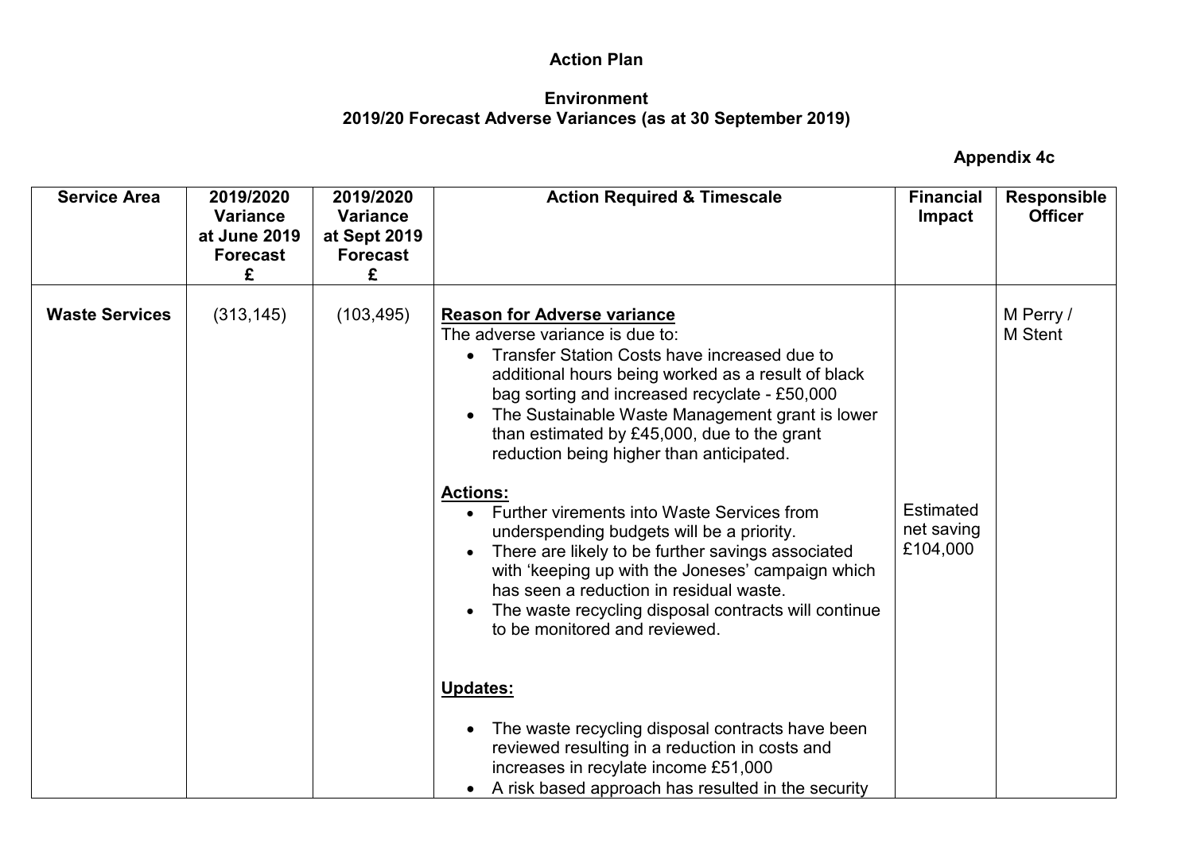# Action Plan

## Environment
## 2019/20 Forecast Adverse Variances (as at 30 September 2019)

**Appendix 4c**

| Service Area | 2019/2020 Variance at June 2019 Forecast £ | 2019/2020 Variance at Sept 2019 Forecast £ | Action Required & Timescale | Financial Impact | Responsible Officer |
|---|---|---|---|---|---|
| **Waste Services** | (313,145) | (103,495) | **Reason for Adverse variance**<br>The adverse variance is due to:<br>• Transfer Station Costs have increased due to additional hours being worked as a result of black bag sorting and increased recyclate - £50,000<br>• The Sustainable Waste Management grant is lower than estimated by £45,000, due to the grant reduction being higher than anticipated.<br><br>**Actions:**<br>• Further virements into Waste Services from underspending budgets will be a priority.<br>• There are likely to be further savings associated with 'keeping up with the Joneses' campaign which has seen a reduction in residual waste.<br>• The waste recycling disposal contracts will continue to be monitored and reviewed.<br><br>**Updates:**<br>• The waste recycling disposal contracts have been reviewed resulting in a reduction in costs and increases in recylate income £51,000<br>• A risk based approach has resulted in the security | Estimated net saving £104,000 | M Perry / M Stent |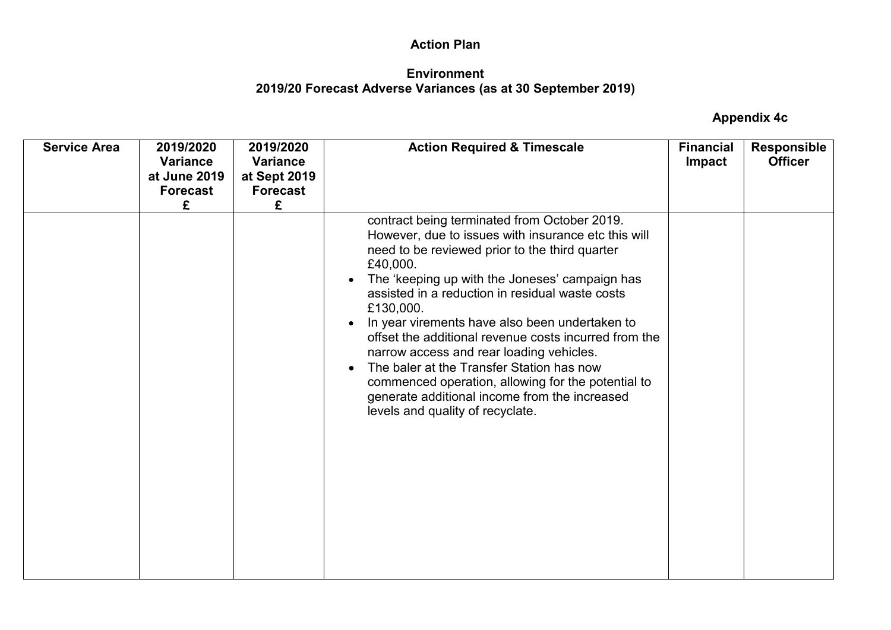**Action Plan**

**Environment**
**2019/20 Forecast Adverse Variances (as at 30 September 2019)**

**Appendix 4c**

| Service Area | 2019/2020 Variance at June 2019 Forecast £ | 2019/2020 Variance at Sept 2019 Forecast £ | Action Required & Timescale | Financial Impact | Responsible Officer |
|---|---|---|---|---|---|
| | | | contract being terminated from October 2019. However, due to issues with insurance etc this will need to be reviewed prior to the third quarter £40,000.<br>• The 'keeping up with the Joneses' campaign has assisted in a reduction in residual waste costs £130,000.<br>• In year virements have also been undertaken to offset the additional revenue costs incurred from the narrow access and rear loading vehicles.<br>• The baler at the Transfer Station has now commenced operation, allowing for the potential to generate additional income from the increased levels and quality of recyclate. | | |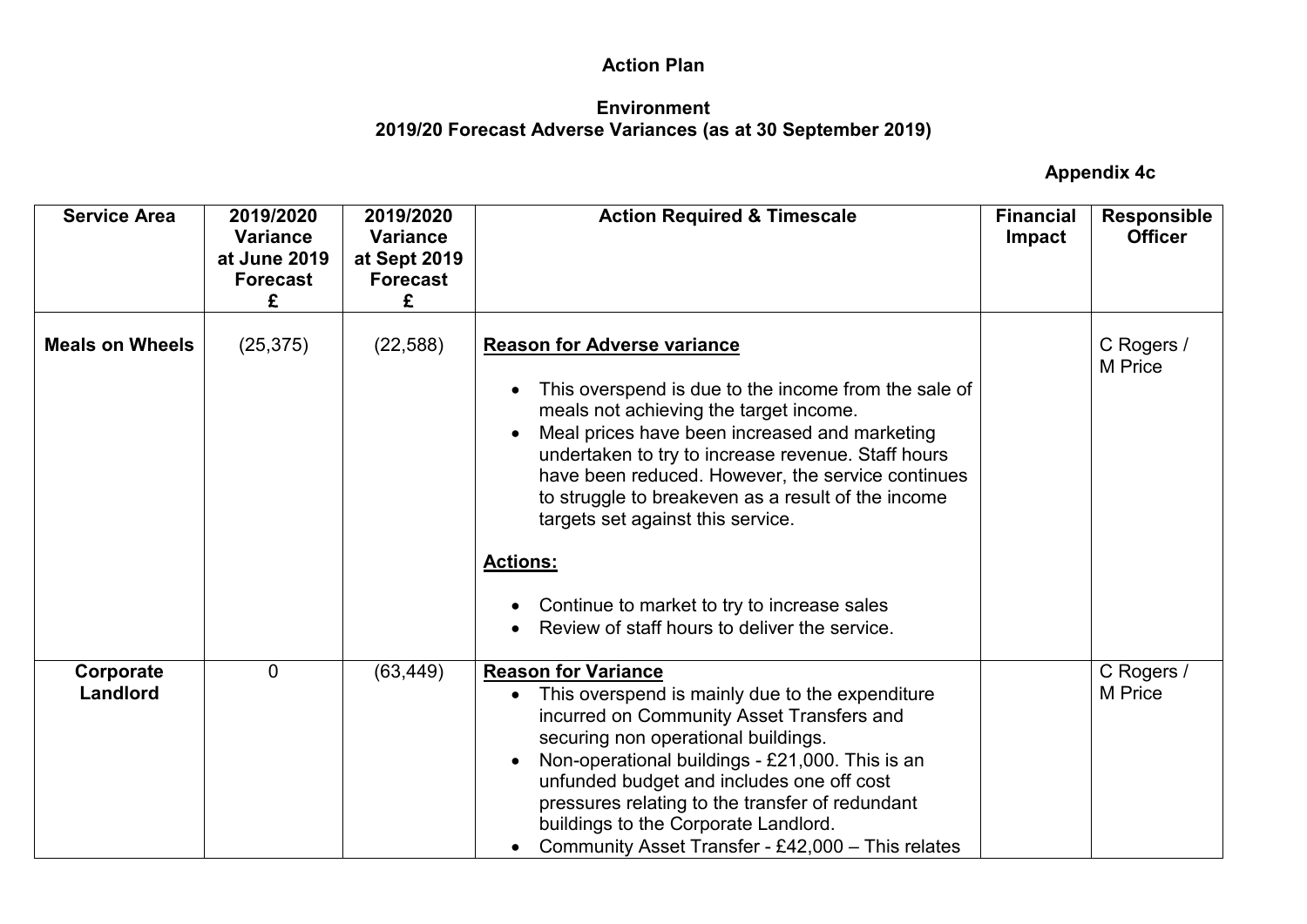**Action Plan**

**Environment**
**2019/20 Forecast Adverse Variances (as at 30 September 2019)**

**Appendix 4c**

| Service Area | 2019/2020 Variance at June 2019 Forecast £ | 2019/2020 Variance at Sept 2019 Forecast £ | Action Required & Timescale | Financial Impact | Responsible Officer |
|---|---|---|---|---|---|
| **Meals on Wheels** | (25,375) | (22,588) | **<u>Reason for Adverse variance</u>**<br><br>• This overspend is due to the income from the sale of meals not achieving the target income.<br>• Meal prices have been increased and marketing undertaken to try to increase revenue. Staff hours have been reduced. However, the service continues to struggle to breakeven as a result of the income targets set against this service.<br><br>**<u>Actions:</u>**<br><br>• Continue to market to try to increase sales<br>• Review of staff hours to deliver the service. | | C Rogers / M Price |
| **Corporate Landlord** | 0 | (63,449) | **<u>Reason for Variance</u>**<br>• This overspend is mainly due to the expenditure incurred on Community Asset Transfers and securing non operational buildings.<br>• Non-operational buildings - £21,000. This is an unfunded budget and includes one off cost pressures relating to the transfer of redundant buildings to the Corporate Landlord.<br>• Community Asset Transfer - £42,000 – This relates | | C Rogers / M Price |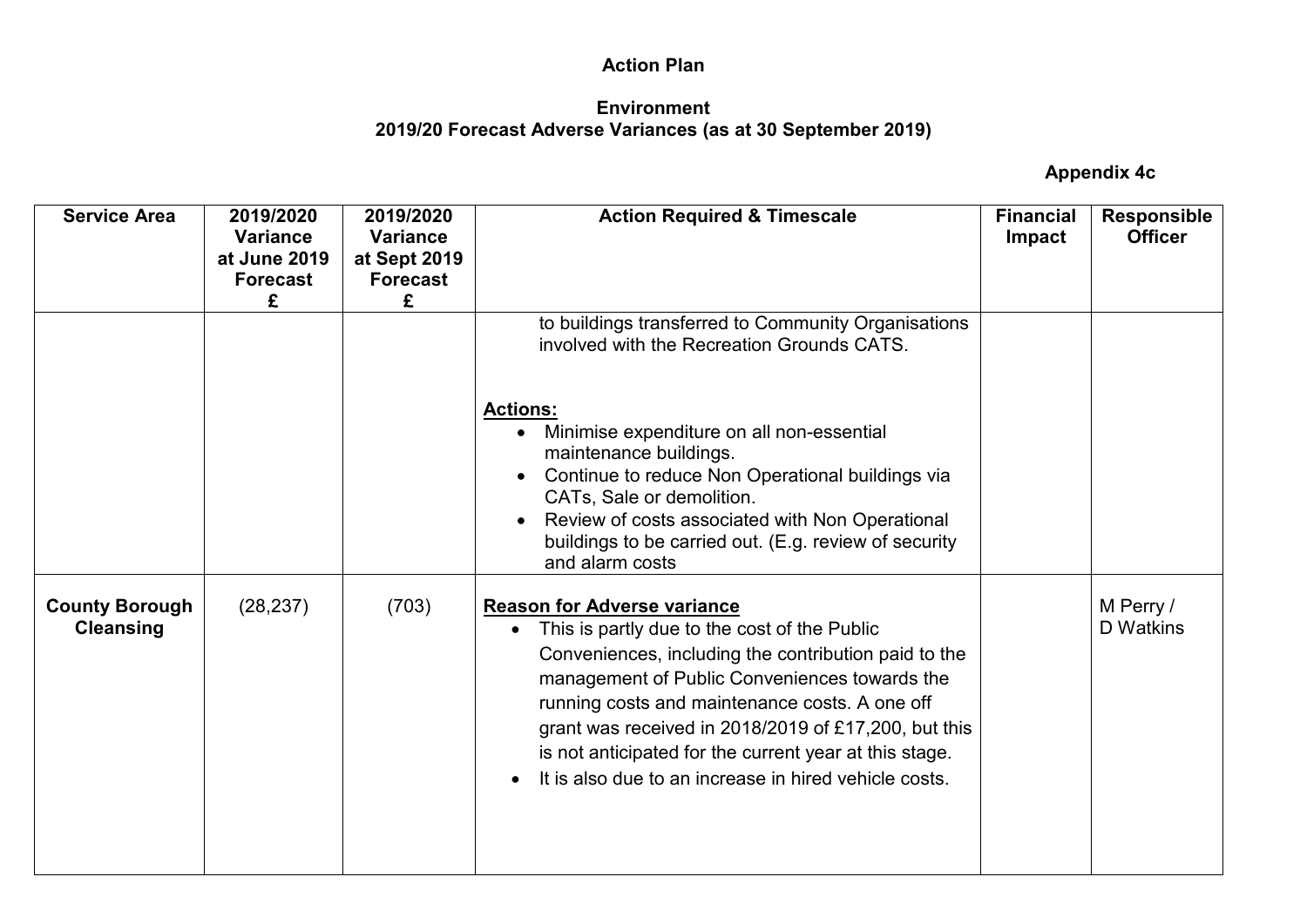**Action Plan**

**Environment**
**2019/20 Forecast Adverse Variances (as at 30 September 2019)**

**Appendix 4c**

| Service Area | 2019/2020 Variance at June 2019 Forecast £ | 2019/2020 Variance at Sept 2019 Forecast £ | Action Required & Timescale | Financial Impact | Responsible Officer |
|---|---|---|---|---|---|
| | | | to buildings transferred to Community Organisations involved with the Recreation Grounds CATS.<br><br>**Actions:**<br>• Minimise expenditure on all non-essential maintenance buildings.<br>• Continue to reduce Non Operational buildings via CATs, Sale or demolition.<br>• Review of costs associated with Non Operational buildings to be carried out. (E.g. review of security and alarm costs | | |
| **County Borough Cleansing** | (28,237) | (703) | **Reason for Adverse variance**<br>• This is partly due to the cost of the Public Conveniences, including the contribution paid to the management of Public Conveniences towards the running costs and maintenance costs. A one off grant was received in 2018/2019 of £17,200, but this is not anticipated for the current year at this stage.<br>• It is also due to an increase in hired vehicle costs. | | M Perry / D Watkins |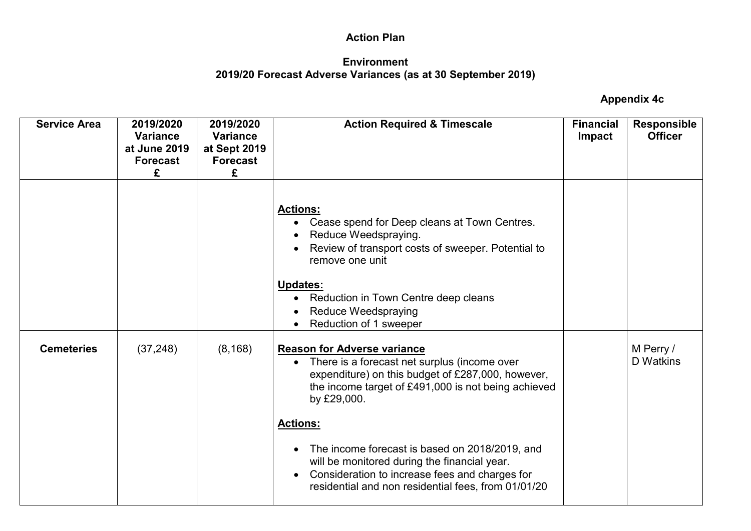**Action Plan**

**Environment**
**2019/20 Forecast Adverse Variances (as at 30 September 2019)**

**Appendix 4c**

| Service Area | 2019/2020 Variance at June 2019 Forecast £ | 2019/2020 Variance at Sept 2019 Forecast £ | Action Required & Timescale | Financial Impact | Responsible Officer |
|---|---|---|---|---|---|
| | | | **Actions:**<br>• Cease spend for Deep cleans at Town Centres.<br>• Reduce Weedspraying.<br>• Review of transport costs of sweeper. Potential to remove one unit<br><br>**Updates:**<br>• Reduction in Town Centre deep cleans<br>• Reduce Weedspraying<br>• Reduction of 1 sweeper | | |
| **Cemeteries** | (37,248) | (8,168) | **Reason for Adverse variance**<br>• There is a forecast net surplus (income over expenditure) on this budget of £287,000, however, the income target of £491,000 is not being achieved by £29,000.<br><br>**Actions:**<br>• The income forecast is based on 2018/2019, and will be monitored during the financial year.<br>• Consideration to increase fees and charges for residential and non residential fees, from 01/01/20 | | M Perry / D Watkins |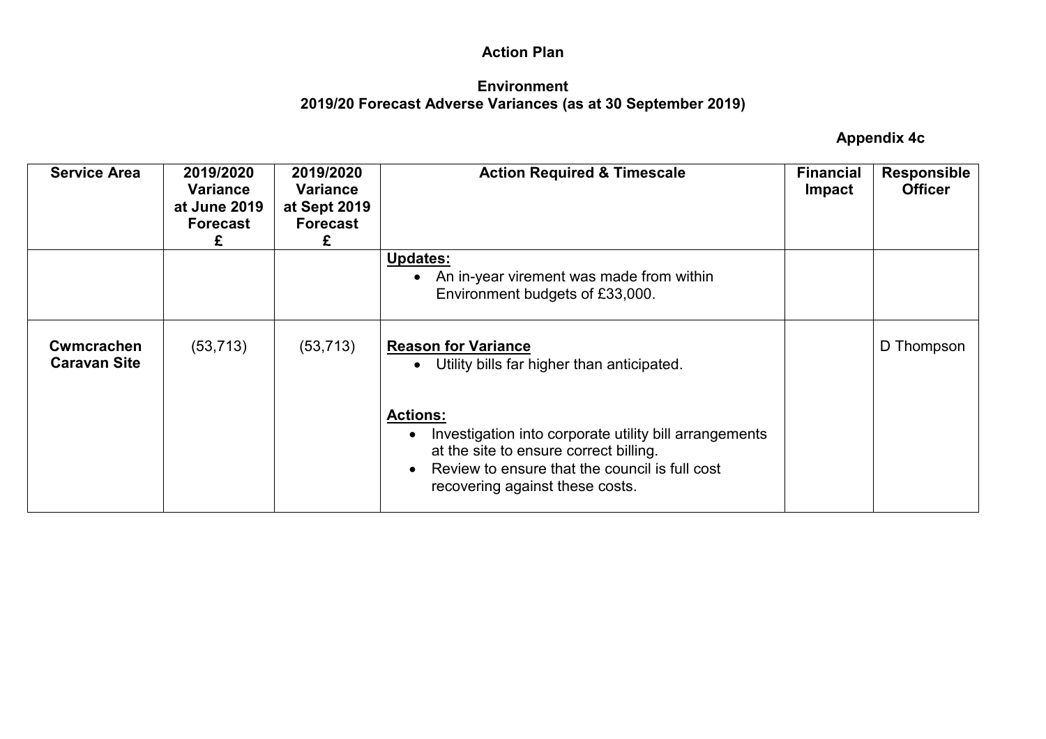**Action Plan**

**Environment**
**2019/20 Forecast Adverse Variances (as at 30 September 2019)**

**Appendix 4c**

| Service Area | 2019/2020 Variance at June 2019 Forecast £ | 2019/2020 Variance at Sept 2019 Forecast £ | Action Required & Timescale | Financial Impact | Responsible Officer |
|---|---|---|---|---|---|
| | | | **Updates:**<br>• An in-year virement was made from within Environment budgets of £33,000. | | |
| **Cwmcrachen Caravan Site** | (53,713) | (53,713) | **Reason for Variance**<br>• Utility bills far higher than anticipated.<br><br>**Actions:**<br>• Investigation into corporate utility bill arrangements at the site to ensure correct billing.<br>• Review to ensure that the council is full cost recovering against these costs. | | D Thompson |